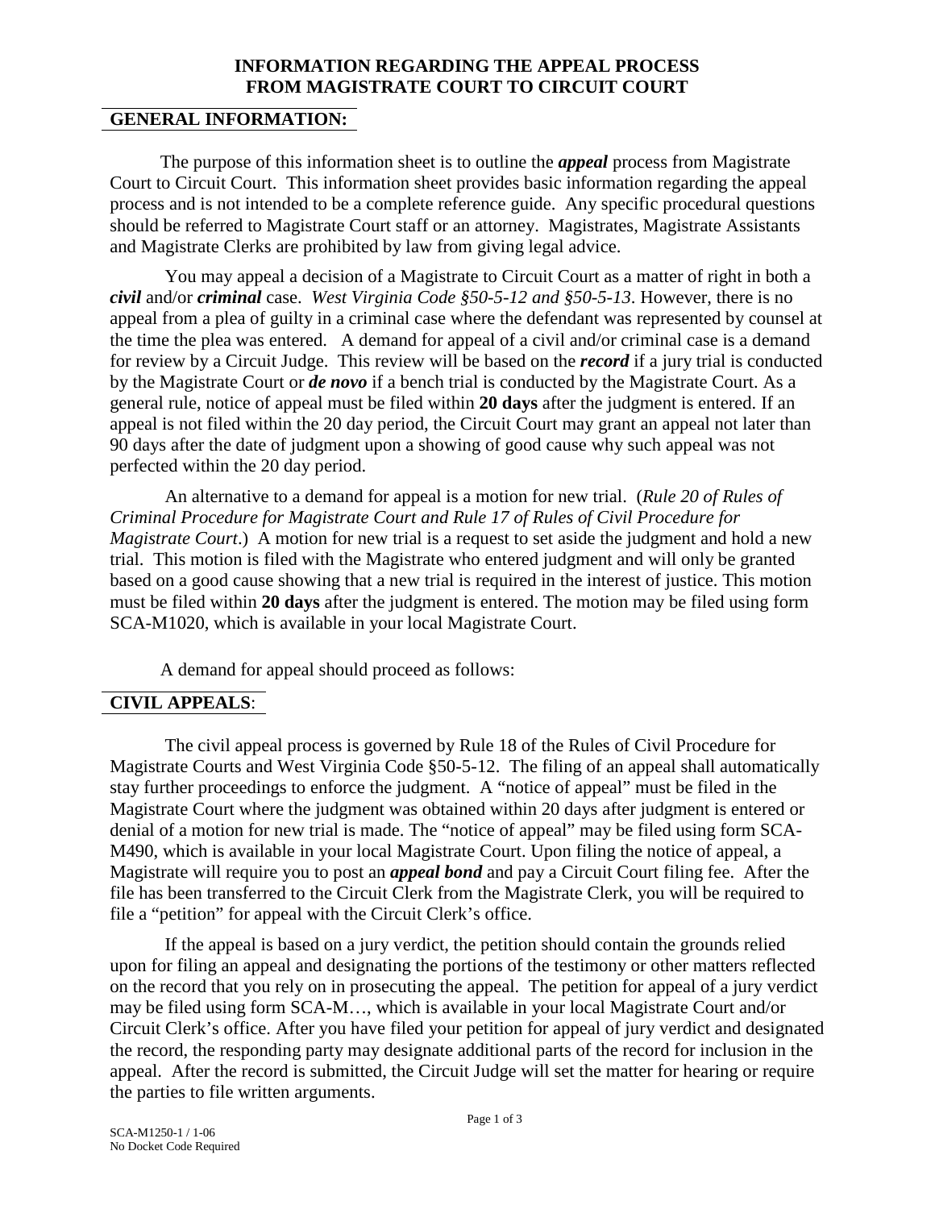# INFORMATION REGARDING THE APPEAL PROCESS FROM MAGISTRATE COURT TO CIRCUIT COURT

## GENERAL INFORMATION:

The purpose of this information sheet is to outline the ***appeal*** process from Magistrate Court to Circuit Court. This information sheet provides basic information regarding the appeal process and is not intended to be a complete reference guide. Any specific procedural questions should be referred to Magistrate Court staff or an attorney. Magistrates, Magistrate Assistants and Magistrate Clerks are prohibited by law from giving legal advice.

You may appeal a decision of a Magistrate to Circuit Court as a matter of right in both a ***civil*** and/or ***criminal*** case. *West Virginia Code §50-5-12 and §50-5-13*. However, there is no appeal from a plea of guilty in a criminal case where the defendant was represented by counsel at the time the plea was entered. A demand for appeal of a civil and/or criminal case is a demand for review by a Circuit Judge. This review will be based on the ***record*** if a jury trial is conducted by the Magistrate Court or ***de novo*** if a bench trial is conducted by the Magistrate Court. As a general rule, notice of appeal must be filed within **20 days** after the judgment is entered. If an appeal is not filed within the 20 day period, the Circuit Court may grant an appeal not later than 90 days after the date of judgment upon a showing of good cause why such appeal was not perfected within the 20 day period.

An alternative to a demand for appeal is a motion for new trial. (*Rule 20 of Rules of Criminal Procedure for Magistrate Court and Rule 17 of Rules of Civil Procedure for Magistrate Court*.) A motion for new trial is a request to set aside the judgment and hold a new trial. This motion is filed with the Magistrate who entered judgment and will only be granted based on a good cause showing that a new trial is required in the interest of justice. This motion must be filed within **20 days** after the judgment is entered. The motion may be filed using form SCA-M1020, which is available in your local Magistrate Court.

A demand for appeal should proceed as follows:

## CIVIL APPEALS:

The civil appeal process is governed by Rule 18 of the Rules of Civil Procedure for Magistrate Courts and West Virginia Code §50-5-12. The filing of an appeal shall automatically stay further proceedings to enforce the judgment. A "notice of appeal" must be filed in the Magistrate Court where the judgment was obtained within 20 days after judgment is entered or denial of a motion for new trial is made. The "notice of appeal" may be filed using form SCA-M490, which is available in your local Magistrate Court. Upon filing the notice of appeal, a Magistrate will require you to post an ***appeal bond*** and pay a Circuit Court filing fee. After the file has been transferred to the Circuit Clerk from the Magistrate Clerk, you will be required to file a "petition" for appeal with the Circuit Clerk's office.

If the appeal is based on a jury verdict, the petition should contain the grounds relied upon for filing an appeal and designating the portions of the testimony or other matters reflected on the record that you rely on in prosecuting the appeal. The petition for appeal of a jury verdict may be filed using form SCA-M…, which is available in your local Magistrate Court and/or Circuit Clerk's office. After you have filed your petition for appeal of jury verdict and designated the record, the responding party may designate additional parts of the record for inclusion in the appeal. After the record is submitted, the Circuit Judge will set the matter for hearing or require the parties to file written arguments.

SCA-M1250-1 / 1-06
No Docket Code Required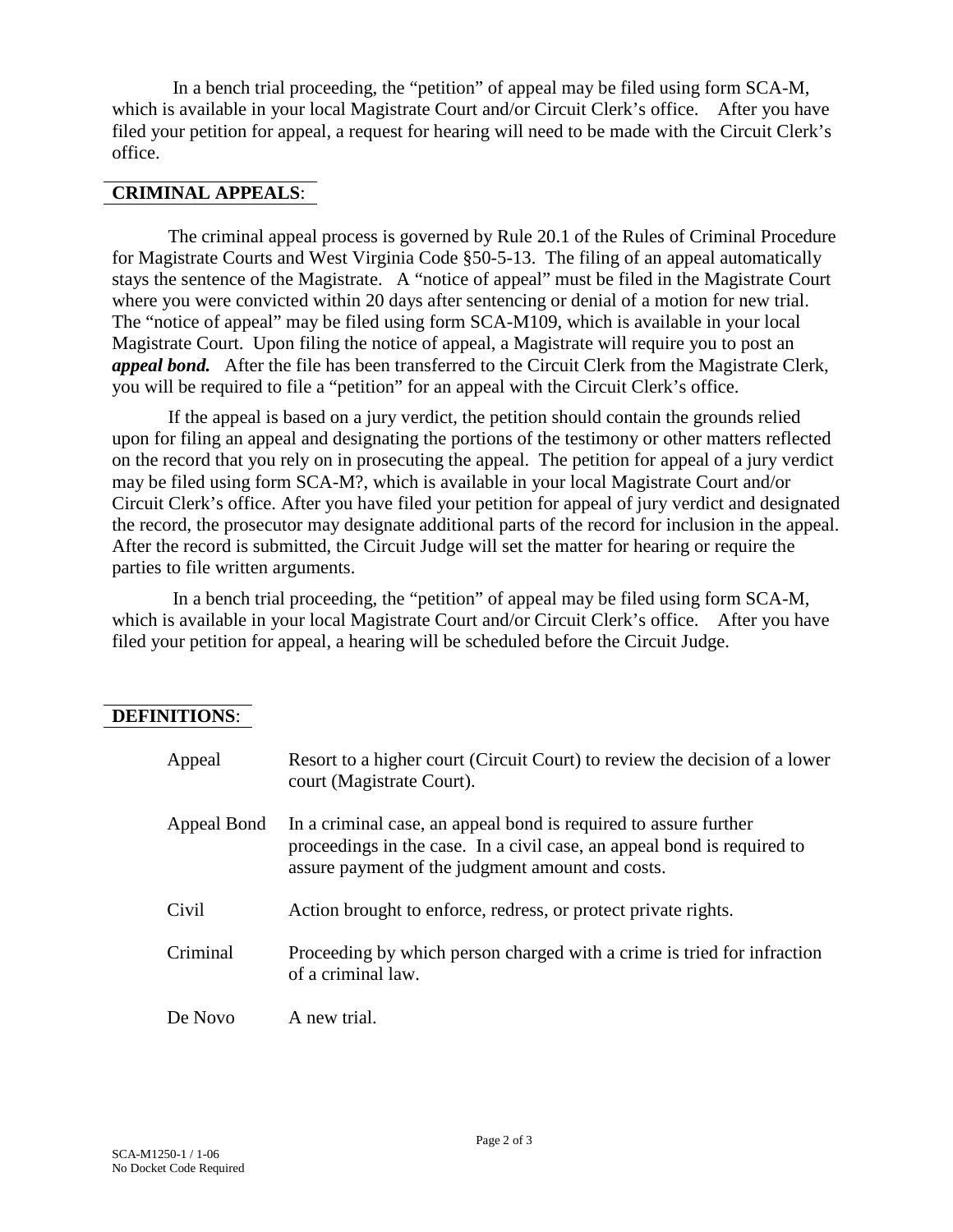In a bench trial proceeding, the "petition" of appeal may be filed using form SCA-M, which is available in your local Magistrate Court and/or Circuit Clerk's office. After you have filed your petition for appeal, a request for hearing will need to be made with the Circuit Clerk's office.

## CRIMINAL APPEALS:

The criminal appeal process is governed by Rule 20.1 of the Rules of Criminal Procedure for Magistrate Courts and West Virginia Code §50-5-13. The filing of an appeal automatically stays the sentence of the Magistrate. A "notice of appeal" must be filed in the Magistrate Court where you were convicted within 20 days after sentencing or denial of a motion for new trial. The "notice of appeal" may be filed using form SCA-M109, which is available in your local Magistrate Court. Upon filing the notice of appeal, a Magistrate will require you to post an ***appeal bond.*** After the file has been transferred to the Circuit Clerk from the Magistrate Clerk, you will be required to file a "petition" for an appeal with the Circuit Clerk's office.

If the appeal is based on a jury verdict, the petition should contain the grounds relied upon for filing an appeal and designating the portions of the testimony or other matters reflected on the record that you rely on in prosecuting the appeal. The petition for appeal of a jury verdict may be filed using form SCA-M?, which is available in your local Magistrate Court and/or Circuit Clerk's office. After you have filed your petition for appeal of jury verdict and designated the record, the prosecutor may designate additional parts of the record for inclusion in the appeal. After the record is submitted, the Circuit Judge will set the matter for hearing or require the parties to file written arguments.

In a bench trial proceeding, the "petition" of appeal may be filed using form SCA-M, which is available in your local Magistrate Court and/or Circuit Clerk's office. After you have filed your petition for appeal, a hearing will be scheduled before the Circuit Judge.

## DEFINITIONS:

| | |
|---|---|
| Appeal | Resort to a higher court (Circuit Court) to review the decision of a lower court (Magistrate Court). |
| Appeal Bond | In a criminal case, an appeal bond is required to assure further proceedings in the case. In a civil case, an appeal bond is required to assure payment of the judgment amount and costs. |
| Civil | Action brought to enforce, redress, or protect private rights. |
| Criminal | Proceeding by which person charged with a crime is tried for infraction of a criminal law. |
| De Novo | A new trial. |

SCA-M1250-1 / 1-06
No Docket Code Required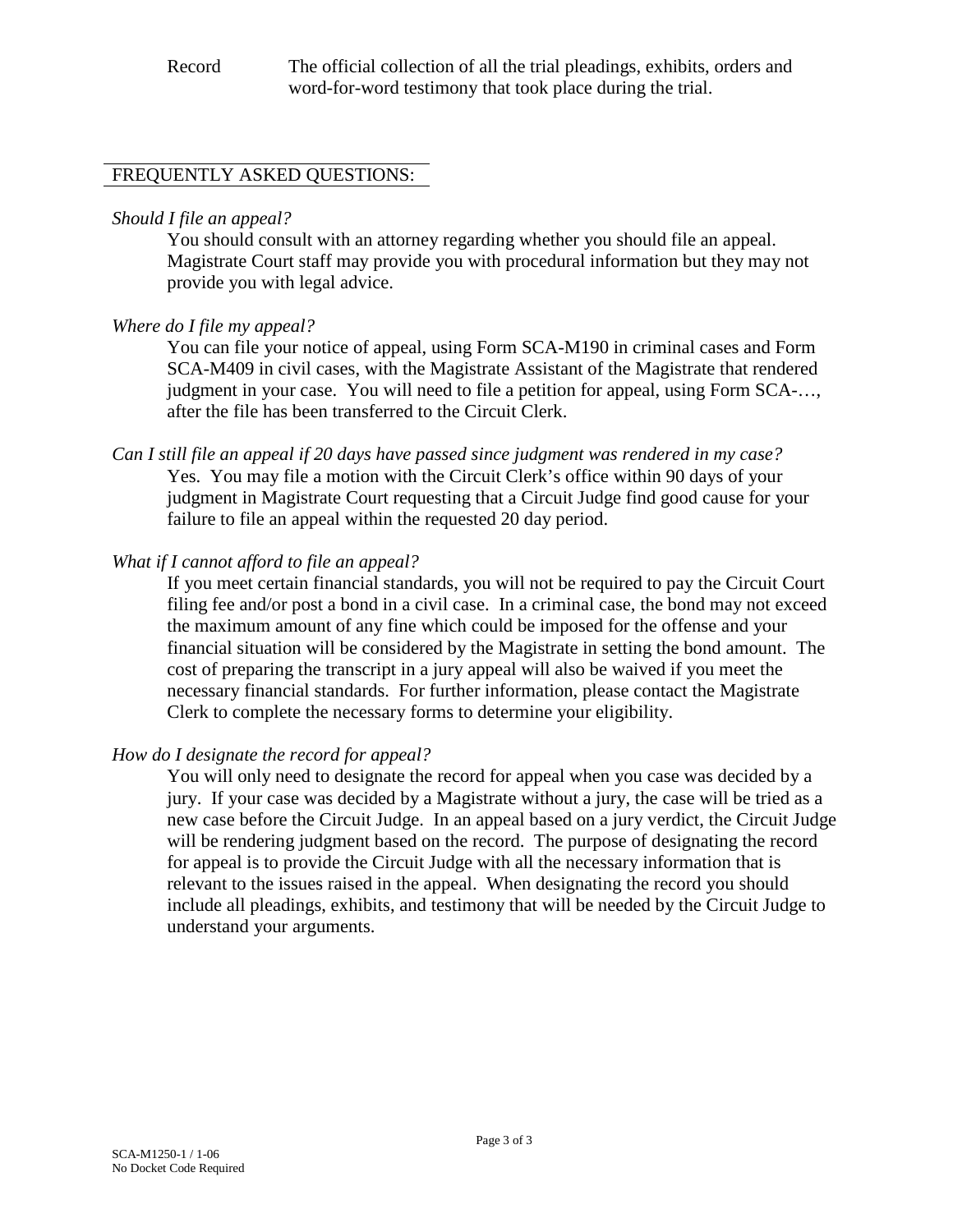Record The official collection of all the trial pleadings, exhibits, orders and word-for-word testimony that took place during the trial.

## FREQUENTLY ASKED QUESTIONS:

*Should I file an appeal?*

You should consult with an attorney regarding whether you should file an appeal. Magistrate Court staff may provide you with procedural information but they may not provide you with legal advice.

*Where do I file my appeal?*

You can file your notice of appeal, using Form SCA-M190 in criminal cases and Form SCA-M409 in civil cases, with the Magistrate Assistant of the Magistrate that rendered judgment in your case. You will need to file a petition for appeal, using Form SCA-…, after the file has been transferred to the Circuit Clerk.

*Can I still file an appeal if 20 days have passed since judgment was rendered in my case?*

Yes. You may file a motion with the Circuit Clerk's office within 90 days of your judgment in Magistrate Court requesting that a Circuit Judge find good cause for your failure to file an appeal within the requested 20 day period.

*What if I cannot afford to file an appeal?*

If you meet certain financial standards, you will not be required to pay the Circuit Court filing fee and/or post a bond in a civil case. In a criminal case, the bond may not exceed the maximum amount of any fine which could be imposed for the offense and your financial situation will be considered by the Magistrate in setting the bond amount. The cost of preparing the transcript in a jury appeal will also be waived if you meet the necessary financial standards. For further information, please contact the Magistrate Clerk to complete the necessary forms to determine your eligibility.

*How do I designate the record for appeal?*

You will only need to designate the record for appeal when you case was decided by a jury. If your case was decided by a Magistrate without a jury, the case will be tried as a new case before the Circuit Judge. In an appeal based on a jury verdict, the Circuit Judge will be rendering judgment based on the record. The purpose of designating the record for appeal is to provide the Circuit Judge with all the necessary information that is relevant to the issues raised in the appeal. When designating the record you should include all pleadings, exhibits, and testimony that will be needed by the Circuit Judge to understand your arguments.

SCA-M1250-1 / 1-06
No Docket Code Required